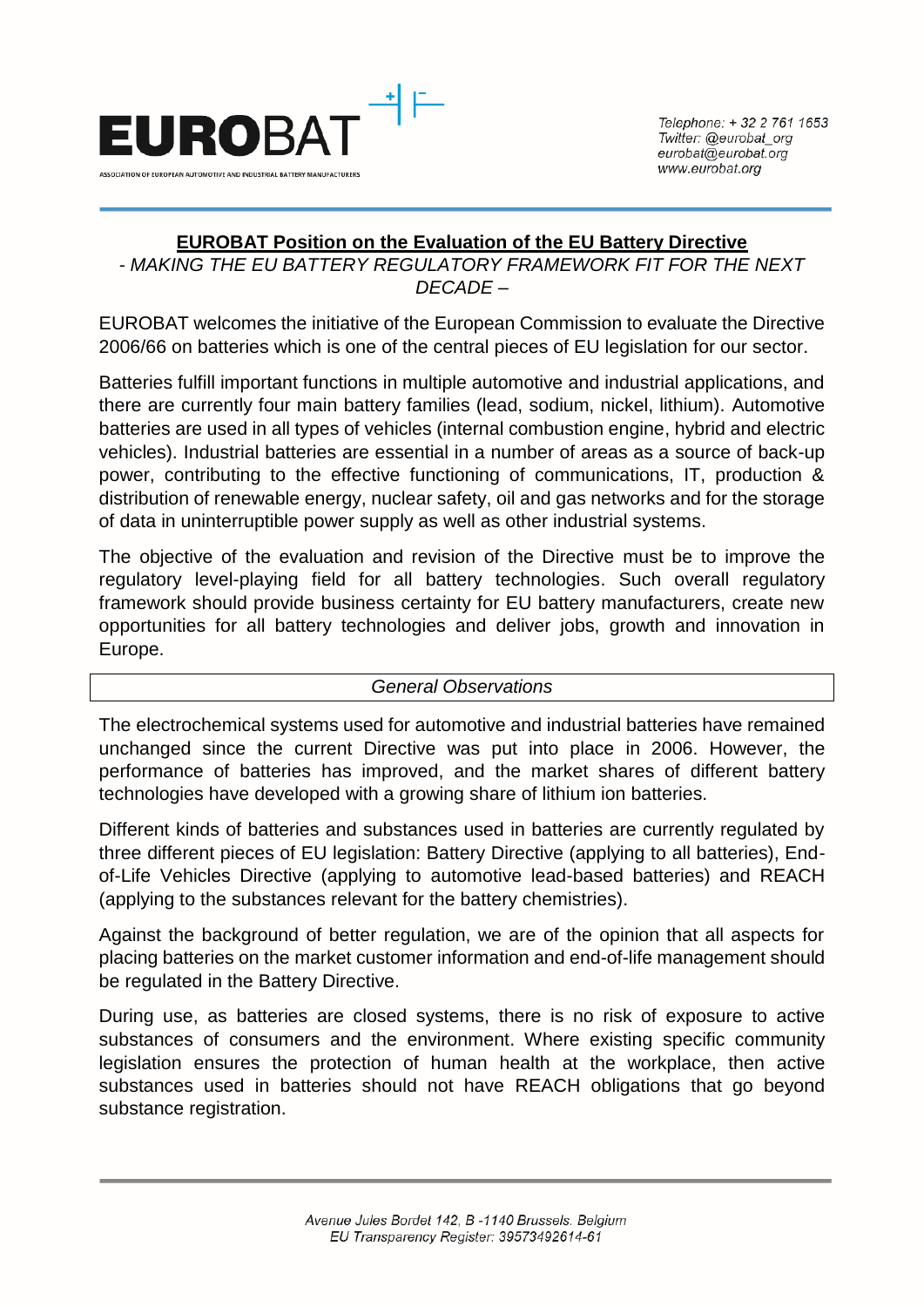**EUROBAT**

ASSOCIATION OF EUROPEAN AUTOMOTIVE AND INDUSTRIAL BATTERY MANUFACTURERS

*Telephone: + 32 2 761 1653*
*Twitter: @eurobat_org*
*eurobat@eurobat.org*
*www.eurobat.org*

# EUROBAT Position on the Evaluation of the EU Battery Directive

*- MAKING THE EU BATTERY REGULATORY FRAMEWORK FIT FOR THE NEXT DECADE –*

EUROBAT welcomes the initiative of the European Commission to evaluate the Directive 2006/66 on batteries which is one of the central pieces of EU legislation for our sector.

Batteries fulfill important functions in multiple automotive and industrial applications, and there are currently four main battery families (lead, sodium, nickel, lithium). Automotive batteries are used in all types of vehicles (internal combustion engine, hybrid and electric vehicles). Industrial batteries are essential in a number of areas as a source of back-up power, contributing to the effective functioning of communications, IT, production & distribution of renewable energy, nuclear safety, oil and gas networks and for the storage of data in uninterruptible power supply as well as other industrial systems.

The objective of the evaluation and revision of the Directive must be to improve the regulatory level-playing field for all battery technologies. Such overall regulatory framework should provide business certainty for EU battery manufacturers, create new opportunities for all battery technologies and deliver jobs, growth and innovation in Europe.

## *General Observations*

The electrochemical systems used for automotive and industrial batteries have remained unchanged since the current Directive was put into place in 2006. However, the performance of batteries has improved, and the market shares of different battery technologies have developed with a growing share of lithium ion batteries.

Different kinds of batteries and substances used in batteries are currently regulated by three different pieces of EU legislation: Battery Directive (applying to all batteries), End-of-Life Vehicles Directive (applying to automotive lead-based batteries) and REACH (applying to the substances relevant for the battery chemistries).

Against the background of better regulation, we are of the opinion that all aspects for placing batteries on the market customer information and end-of-life management should be regulated in the Battery Directive.

During use, as batteries are closed systems, there is no risk of exposure to active substances of consumers and the environment. Where existing specific community legislation ensures the protection of human health at the workplace, then active substances used in batteries should not have REACH obligations that go beyond substance registration.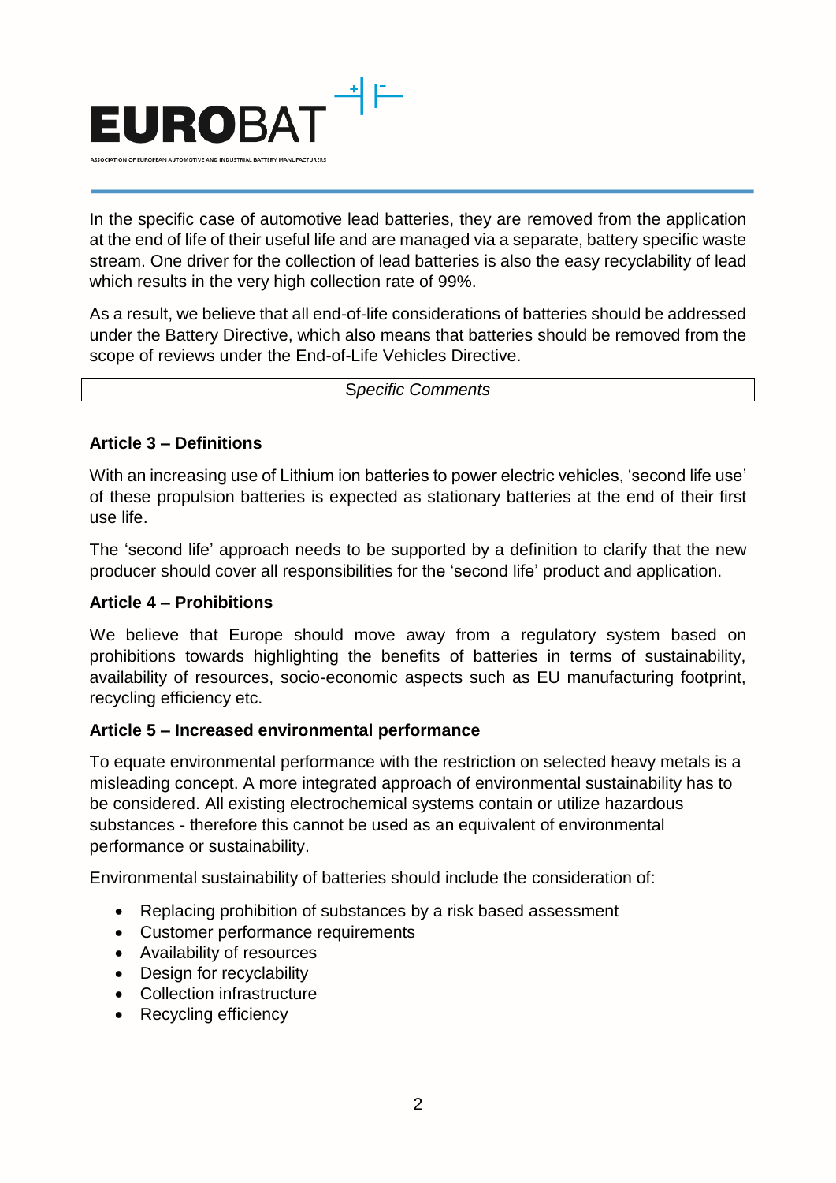In the specific case of automotive lead batteries, they are removed from the application at the end of life of their useful life and are managed via a separate, battery specific waste stream. One driver for the collection of lead batteries is also the easy recyclability of lead which results in the very high collection rate of 99%.

As a result, we believe that all end-of-life considerations of batteries should be addressed under the Battery Directive, which also means that batteries should be removed from the scope of reviews under the End-of-Life Vehicles Directive.

*Specific Comments*

**Article 3 – Definitions**

With an increasing use of Lithium ion batteries to power electric vehicles, 'second life use' of these propulsion batteries is expected as stationary batteries at the end of their first use life.

The 'second life' approach needs to be supported by a definition to clarify that the new producer should cover all responsibilities for the 'second life' product and application.

**Article 4 – Prohibitions**

We believe that Europe should move away from a regulatory system based on prohibitions towards highlighting the benefits of batteries in terms of sustainability, availability of resources, socio-economic aspects such as EU manufacturing footprint, recycling efficiency etc.

**Article 5 – Increased environmental performance**

To equate environmental performance with the restriction on selected heavy metals is a misleading concept. A more integrated approach of environmental sustainability has to be considered. All existing electrochemical systems contain or utilize hazardous substances - therefore this cannot be used as an equivalent of environmental performance or sustainability.

Environmental sustainability of batteries should include the consideration of:

- Replacing prohibition of substances by a risk based assessment
- Customer performance requirements
- Availability of resources
- Design for recyclability
- Collection infrastructure
- Recycling efficiency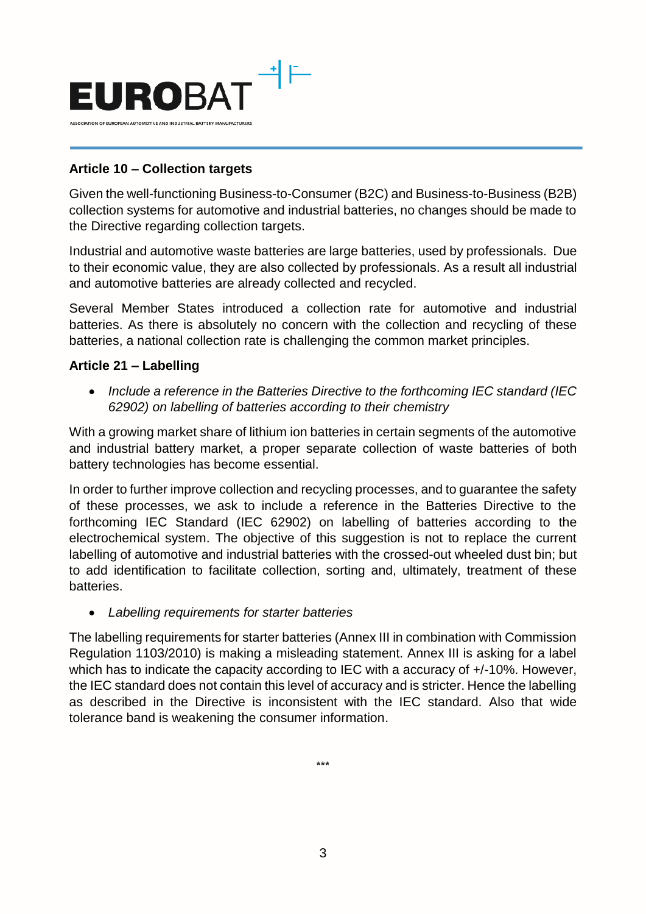**Article 10 – Collection targets**

Given the well-functioning Business-to-Consumer (B2C) and Business-to-Business (B2B) collection systems for automotive and industrial batteries, no changes should be made to the Directive regarding collection targets.

Industrial and automotive waste batteries are large batteries, used by professionals. Due to their economic value, they are also collected by professionals. As a result all industrial and automotive batteries are already collected and recycled.

Several Member States introduced a collection rate for automotive and industrial batteries. As there is absolutely no concern with the collection and recycling of these batteries, a national collection rate is challenging the common market principles.

**Article 21 – Labelling**

- *Include a reference in the Batteries Directive to the forthcoming IEC standard (IEC 62902) on labelling of batteries according to their chemistry*

With a growing market share of lithium ion batteries in certain segments of the automotive and industrial battery market, a proper separate collection of waste batteries of both battery technologies has become essential.

In order to further improve collection and recycling processes, and to guarantee the safety of these processes, we ask to include a reference in the Batteries Directive to the forthcoming IEC Standard (IEC 62902) on labelling of batteries according to the electrochemical system. The objective of this suggestion is not to replace the current labelling of automotive and industrial batteries with the crossed-out wheeled dust bin; but to add identification to facilitate collection, sorting and, ultimately, treatment of these batteries.

- *Labelling requirements for starter batteries*

The labelling requirements for starter batteries (Annex III in combination with Commission Regulation 1103/2010) is making a misleading statement. Annex III is asking for a label which has to indicate the capacity according to IEC with a accuracy of +/-10%. However, the IEC standard does not contain this level of accuracy and is stricter. Hence the labelling as described in the Directive is inconsistent with the IEC standard. Also that wide tolerance band is weakening the consumer information.

\*\*\*